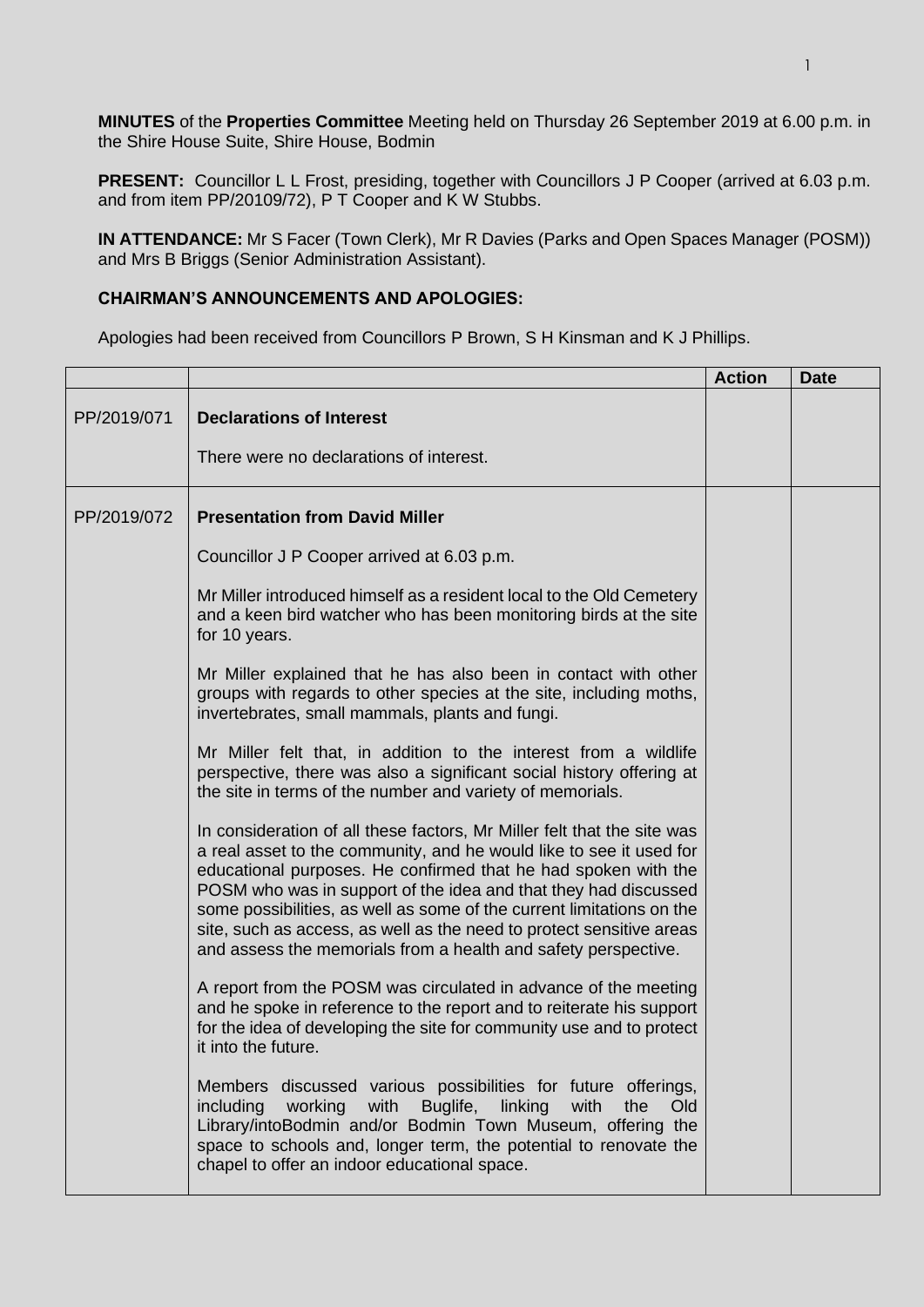**MINUTES** of the **Properties Committee** Meeting held on Thursday 26 September 2019 at 6.00 p.m. in the Shire House Suite, Shire House, Bodmin

**PRESENT:** Councillor L L Frost, presiding, together with Councillors J P Cooper (arrived at 6.03 p.m. and from item PP/20109/72), P T Cooper and K W Stubbs.

**IN ATTENDANCE:** Mr S Facer (Town Clerk), Mr R Davies (Parks and Open Spaces Manager (POSM)) and Mrs B Briggs (Senior Administration Assistant).

**CHAIRMAN'S ANNOUNCEMENTS AND APOLOGIES:**

Apologies had been received from Councillors P Brown, S H Kinsman and K J Phillips.

| | | Action | Date |
|---|---|---|---|
| PP/2019/071 | **Declarations of Interest**<br><br>There were no declarations of interest. | | |
| PP/2019/072 | **Presentation from David Miller**<br><br>Councillor J P Cooper arrived at 6.03 p.m.<br><br>Mr Miller introduced himself as a resident local to the Old Cemetery and a keen bird watcher who has been monitoring birds at the site for 10 years.<br><br>Mr Miller explained that he has also been in contact with other groups with regards to other species at the site, including moths, invertebrates, small mammals, plants and fungi.<br><br>Mr Miller felt that, in addition to the interest from a wildlife perspective, there was also a significant social history offering at the site in terms of the number and variety of memorials.<br><br>In consideration of all these factors, Mr Miller felt that the site was a real asset to the community, and he would like to see it used for educational purposes. He confirmed that he had spoken with the POSM who was in support of the idea and that they had discussed some possibilities, as well as some of the current limitations on the site, such as access, as well as the need to protect sensitive areas and assess the memorials from a health and safety perspective.<br><br>A report from the POSM was circulated in advance of the meeting and he spoke in reference to the report and to reiterate his support for the idea of developing the site for community use and to protect it into the future.<br><br>Members discussed various possibilities for future offerings, including working with Buglife, linking with the Old Library/intoBodmin and/or Bodmin Town Museum, offering the space to schools and, longer term, the potential to renovate the chapel to offer an indoor educational space. | | |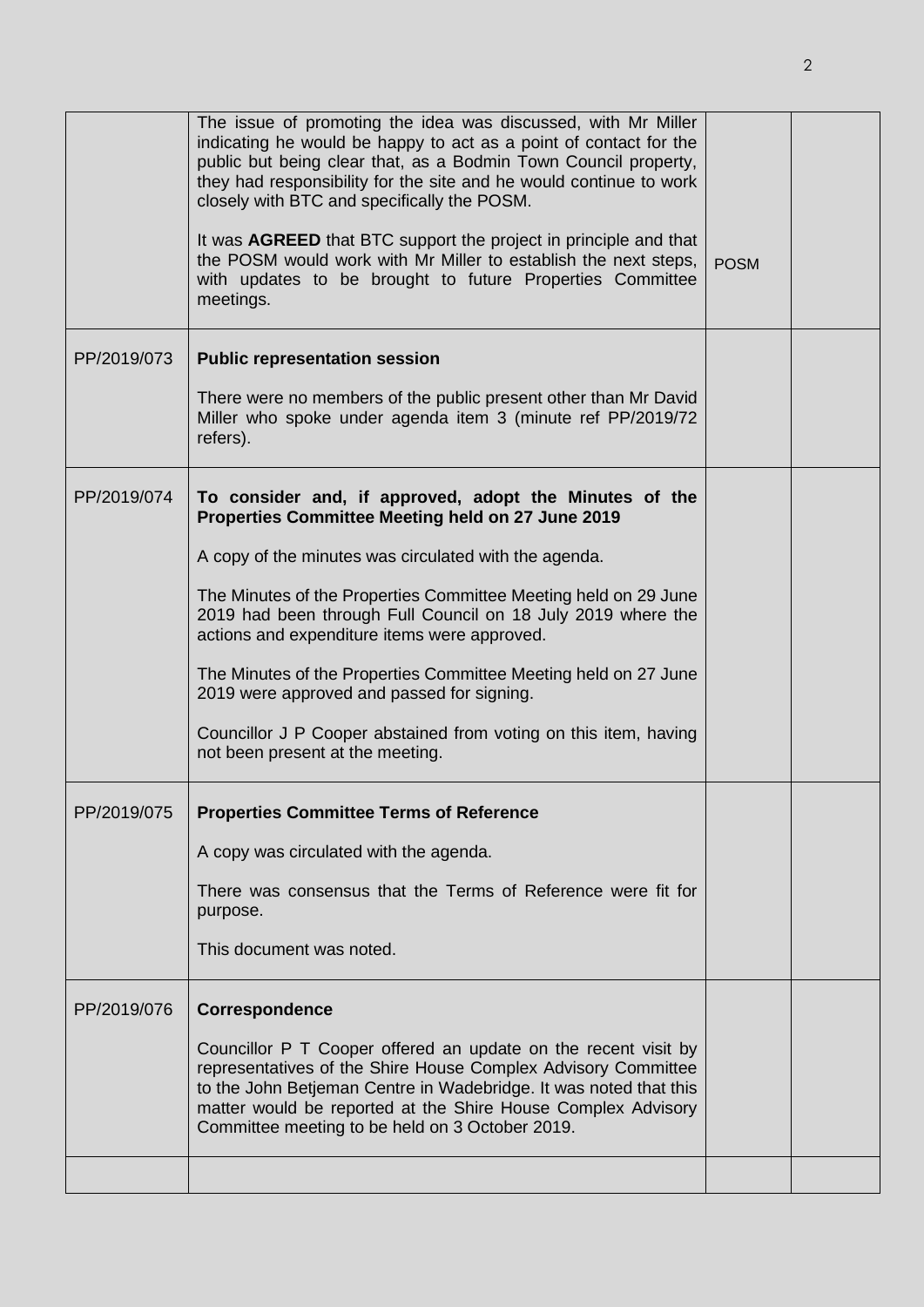| | | | |
|---|---|---|---|
| | The issue of promoting the idea was discussed, with Mr Miller indicating he would be happy to act as a point of contact for the public but being clear that, as a Bodmin Town Council property, they had responsibility for the site and he would continue to work closely with BTC and specifically the POSM.<br><br>It was **AGREED** that BTC support the project in principle and that the POSM would work with Mr Miller to establish the next steps, with updates to be brought to future Properties Committee meetings. | POSM | |
| PP/2019/073 | **Public representation session**<br><br>There were no members of the public present other than Mr David Miller who spoke under agenda item 3 (minute ref PP/2019/72 refers). | | |
| PP/2019/074 | **To consider and, if approved, adopt the Minutes of the Properties Committee Meeting held on 27 June 2019**<br><br>A copy of the minutes was circulated with the agenda.<br><br>The Minutes of the Properties Committee Meeting held on 29 June 2019 had been through Full Council on 18 July 2019 where the actions and expenditure items were approved.<br><br>The Minutes of the Properties Committee Meeting held on 27 June 2019 were approved and passed for signing.<br><br>Councillor J P Cooper abstained from voting on this item, having not been present at the meeting. | | |
| PP/2019/075 | **Properties Committee Terms of Reference**<br><br>A copy was circulated with the agenda.<br><br>There was consensus that the Terms of Reference were fit for purpose.<br><br>This document was noted. | | |
| PP/2019/076 | **Correspondence**<br><br>Councillor P T Cooper offered an update on the recent visit by representatives of the Shire House Complex Advisory Committee to the John Betjeman Centre in Wadebridge. It was noted that this matter would be reported at the Shire House Complex Advisory Committee meeting to be held on 3 October 2019. | | |
| | | | |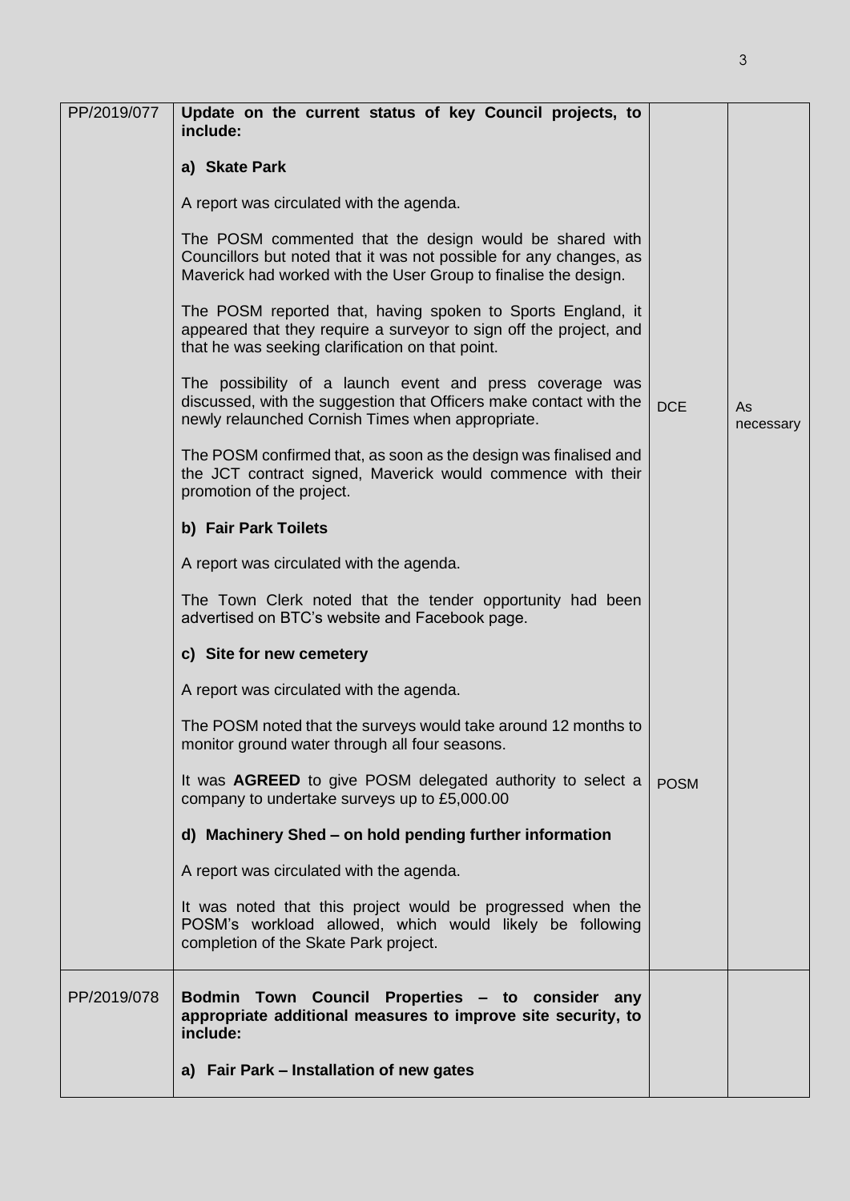| | | | |
|---|---|---|---|
| PP/2019/077 | **Update on the current status of key Council projects, to include:**<br><br>**a) Skate Park**<br><br>A report was circulated with the agenda.<br><br>The POSM commented that the design would be shared with Councillors but noted that it was not possible for any changes, as Maverick had worked with the User Group to finalise the design.<br><br>The POSM reported that, having spoken to Sports England, it appeared that they require a surveyor to sign off the project, and that he was seeking clarification on that point.<br><br>The possibility of a launch event and press coverage was discussed, with the suggestion that Officers make contact with the newly relaunched Cornish Times when appropriate.<br><br>The POSM confirmed that, as soon as the design was finalised and the JCT contract signed, Maverick would commence with their promotion of the project.<br><br>**b) Fair Park Toilets**<br><br>A report was circulated with the agenda.<br><br>The Town Clerk noted that the tender opportunity had been advertised on BTC's website and Facebook page.<br><br>**c) Site for new cemetery**<br><br>A report was circulated with the agenda.<br><br>The POSM noted that the surveys would take around 12 months to monitor ground water through all four seasons.<br><br>It was **AGREED** to give POSM delegated authority to select a company to undertake surveys up to £5,000.00<br><br>**d) Machinery Shed – on hold pending further information**<br><br>A report was circulated with the agenda.<br><br>It was noted that this project would be progressed when the POSM's workload allowed, which would likely be following completion of the Skate Park project. | DCE<br><br>POSM | As necessary |
| PP/2019/078 | **Bodmin Town Council Properties – to consider any appropriate additional measures to improve site security, to include:**<br><br>**a) Fair Park – Installation of new gates** | | |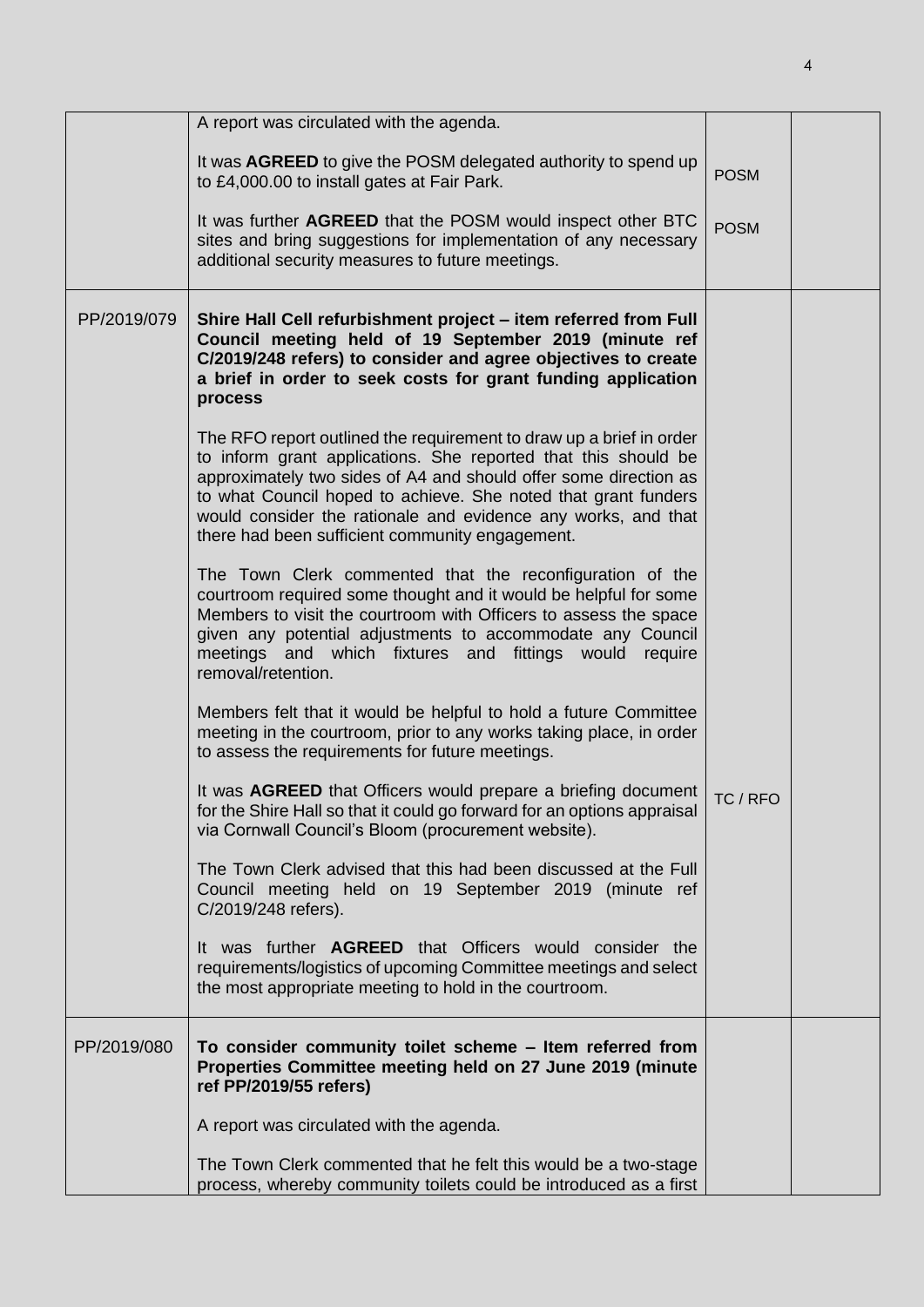| | | | |
|---|---|---|---|
| | A report was circulated with the agenda.<br><br>It was **AGREED** to give the POSM delegated authority to spend up to £4,000.00 to install gates at Fair Park.<br><br>It was further **AGREED** that the POSM would inspect other BTC sites and bring suggestions for implementation of any necessary additional security measures to future meetings. | POSM<br><br>POSM | |
| PP/2019/079 | **Shire Hall Cell refurbishment project – item referred from Full Council meeting held of 19 September 2019 (minute ref C/2019/248 refers) to consider and agree objectives to create a brief in order to seek costs for grant funding application process**<br><br>The RFO report outlined the requirement to draw up a brief in order to inform grant applications. She reported that this should be approximately two sides of A4 and should offer some direction as to what Council hoped to achieve. She noted that grant funders would consider the rationale and evidence any works, and that there had been sufficient community engagement.<br><br>The Town Clerk commented that the reconfiguration of the courtroom required some thought and it would be helpful for some Members to visit the courtroom with Officers to assess the space given any potential adjustments to accommodate any Council meetings and which fixtures and fittings would require removal/retention.<br><br>Members felt that it would be helpful to hold a future Committee meeting in the courtroom, prior to any works taking place, in order to assess the requirements for future meetings.<br><br>It was **AGREED** that Officers would prepare a briefing document for the Shire Hall so that it could go forward for an options appraisal via Cornwall Council's Bloom (procurement website).<br><br>The Town Clerk advised that this had been discussed at the Full Council meeting held on 19 September 2019 (minute ref C/2019/248 refers).<br><br>It was further **AGREED** that Officers would consider the requirements/logistics of upcoming Committee meetings and select the most appropriate meeting to hold in the courtroom. | TC / RFO | |
| PP/2019/080 | **To consider community toilet scheme – Item referred from Properties Committee meeting held on 27 June 2019 (minute ref PP/2019/55 refers)**<br><br>A report was circulated with the agenda.<br><br>The Town Clerk commented that he felt this would be a two-stage process, whereby community toilets could be introduced as a first | | |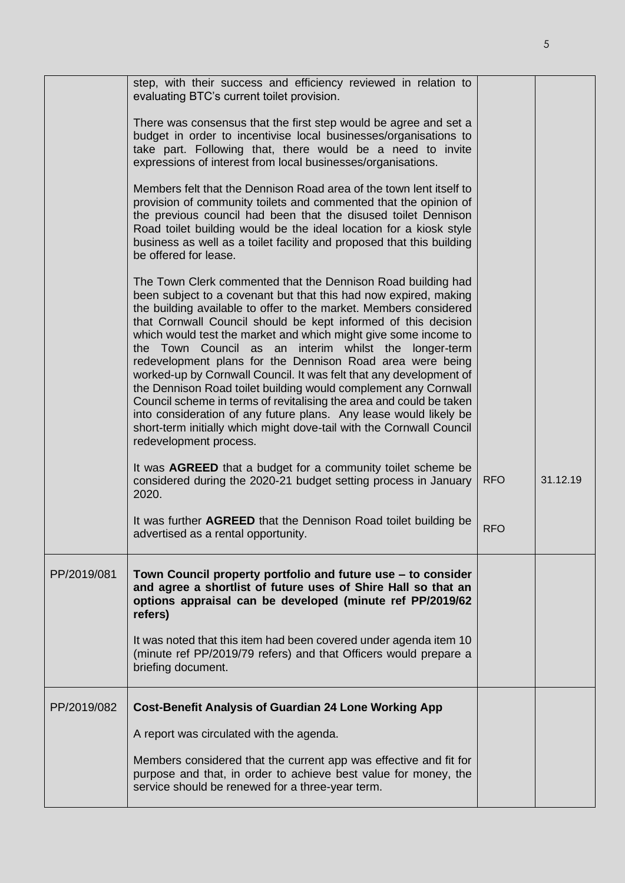| | | | |
|---|---|---|---|
| | step, with their success and efficiency reviewed in relation to evaluating BTC's current toilet provision.<br><br>There was consensus that the first step would be agree and set a budget in order to incentivise local businesses/organisations to take part. Following that, there would be a need to invite expressions of interest from local businesses/organisations.<br><br>Members felt that the Dennison Road area of the town lent itself to provision of community toilets and commented that the opinion of the previous council had been that the disused toilet Dennison Road toilet building would be the ideal location for a kiosk style business as well as a toilet facility and proposed that this building be offered for lease.<br><br>The Town Clerk commented that the Dennison Road building had been subject to a covenant but that this had now expired, making the building available to offer to the market. Members considered that Cornwall Council should be kept informed of this decision which would test the market and which might give some income to the Town Council as an interim whilst the longer-term redevelopment plans for the Dennison Road area were being worked-up by Cornwall Council. It was felt that any development of the Dennison Road toilet building would complement any Cornwall Council scheme in terms of revitalising the area and could be taken into consideration of any future plans. Any lease would likely be short-term initially which might dove-tail with the Cornwall Council redevelopment process. | | |
| | It was **AGREED** that a budget for a community toilet scheme be considered during the 2020-21 budget setting process in January 2020. | RFO | 31.12.19 |
| | It was further **AGREED** that the Dennison Road toilet building be advertised as a rental opportunity. | RFO | |
| PP/2019/081 | **Town Council property portfolio and future use – to consider and agree a shortlist of future uses of Shire Hall so that an options appraisal can be developed (minute ref PP/2019/62 refers)**<br><br>It was noted that this item had been covered under agenda item 10 (minute ref PP/2019/79 refers) and that Officers would prepare a briefing document. | | |
| PP/2019/082 | **Cost-Benefit Analysis of Guardian 24 Lone Working App**<br><br>A report was circulated with the agenda.<br><br>Members considered that the current app was effective and fit for purpose and that, in order to achieve best value for money, the service should be renewed for a three-year term. | | |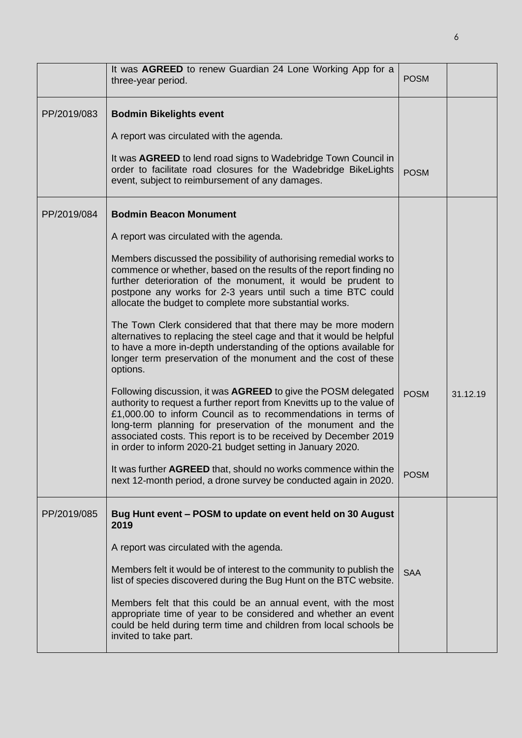| | | | |
|---|---|---|---|
| | It was **AGREED** to renew Guardian 24 Lone Working App for a three-year period. | POSM | |
| PP/2019/083 | **Bodmin Bikelights event**<br><br>A report was circulated with the agenda.<br><br>It was **AGREED** to lend road signs to Wadebridge Town Council in order to facilitate road closures for the Wadebridge BikeLights event, subject to reimbursement of any damages. | POSM | |
| PP/2019/084 | **Bodmin Beacon Monument**<br><br>A report was circulated with the agenda.<br><br>Members discussed the possibility of authorising remedial works to commence or whether, based on the results of the report finding no further deterioration of the monument, it would be prudent to postpone any works for 2-3 years until such a time BTC could allocate the budget to complete more substantial works.<br><br>The Town Clerk considered that that there may be more modern alternatives to replacing the steel cage and that it would be helpful to have a more in-depth understanding of the options available for longer term preservation of the monument and the cost of these options.<br><br>Following discussion, it was **AGREED** to give the POSM delegated authority to request a further report from Knevitts up to the value of £1,000.00 to inform Council as to recommendations in terms of long-term planning for preservation of the monument and the associated costs. This report is to be received by December 2019 in order to inform 2020-21 budget setting in January 2020.<br><br>It was further **AGREED** that, should no works commence within the next 12-month period, a drone survey be conducted again in 2020. | POSM<br><br>POSM | 31.12.19 |
| PP/2019/085 | **Bug Hunt event – POSM to update on event held on 30 August 2019**<br><br>A report was circulated with the agenda.<br><br>Members felt it would be of interest to the community to publish the list of species discovered during the Bug Hunt on the BTC website.<br><br>Members felt that this could be an annual event, with the most appropriate time of year to be considered and whether an event could be held during term time and children from local schools be invited to take part. | SAA | |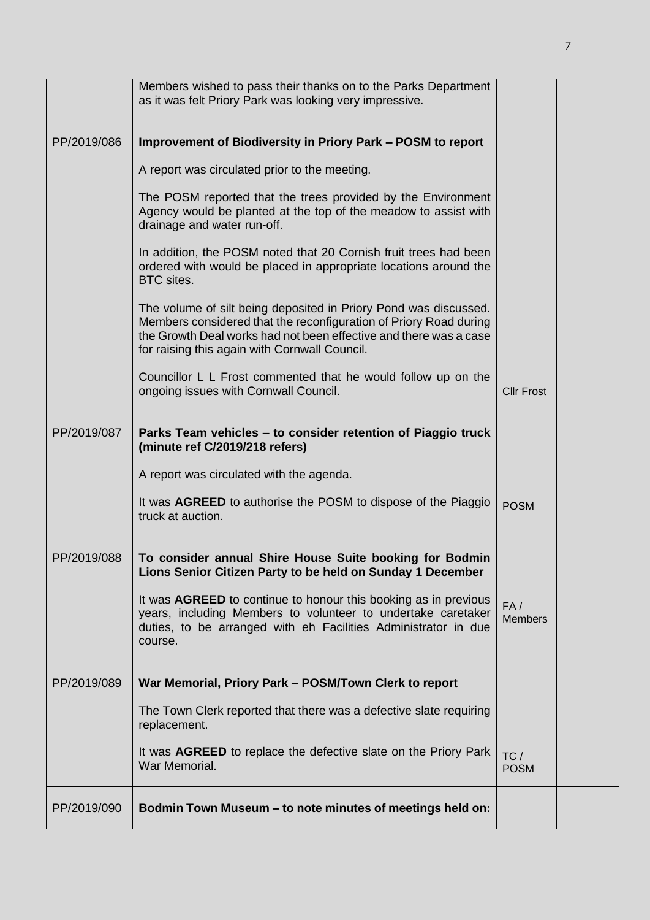| | | | |
|---|---|---|---|
| | Members wished to pass their thanks on to the Parks Department as it was felt Priory Park was looking very impressive. | | |
| PP/2019/086 | **Improvement of Biodiversity in Priory Park – POSM to report**<br><br>A report was circulated prior to the meeting.<br><br>The POSM reported that the trees provided by the Environment Agency would be planted at the top of the meadow to assist with drainage and water run-off.<br><br>In addition, the POSM noted that 20 Cornish fruit trees had been ordered with would be placed in appropriate locations around the BTC sites.<br><br>The volume of silt being deposited in Priory Pond was discussed. Members considered that the reconfiguration of Priory Road during the Growth Deal works had not been effective and there was a case for raising this again with Cornwall Council.<br><br>Councillor L L Frost commented that he would follow up on the ongoing issues with Cornwall Council. | Cllr Frost | |
| PP/2019/087 | **Parks Team vehicles – to consider retention of Piaggio truck (minute ref C/2019/218 refers)**<br><br>A report was circulated with the agenda.<br><br>It was **AGREED** to authorise the POSM to dispose of the Piaggio truck at auction. | POSM | |
| PP/2019/088 | **To consider annual Shire House Suite booking for Bodmin Lions Senior Citizen Party to be held on Sunday 1 December**<br><br>It was **AGREED** to continue to honour this booking as in previous years, including Members to volunteer to undertake caretaker duties, to be arranged with eh Facilities Administrator in due course. | FA / Members | |
| PP/2019/089 | **War Memorial, Priory Park – POSM/Town Clerk to report**<br><br>The Town Clerk reported that there was a defective slate requiring replacement.<br><br>It was **AGREED** to replace the defective slate on the Priory Park War Memorial. | TC / POSM | |
| PP/2019/090 | **Bodmin Town Museum – to note minutes of meetings held on:** | | |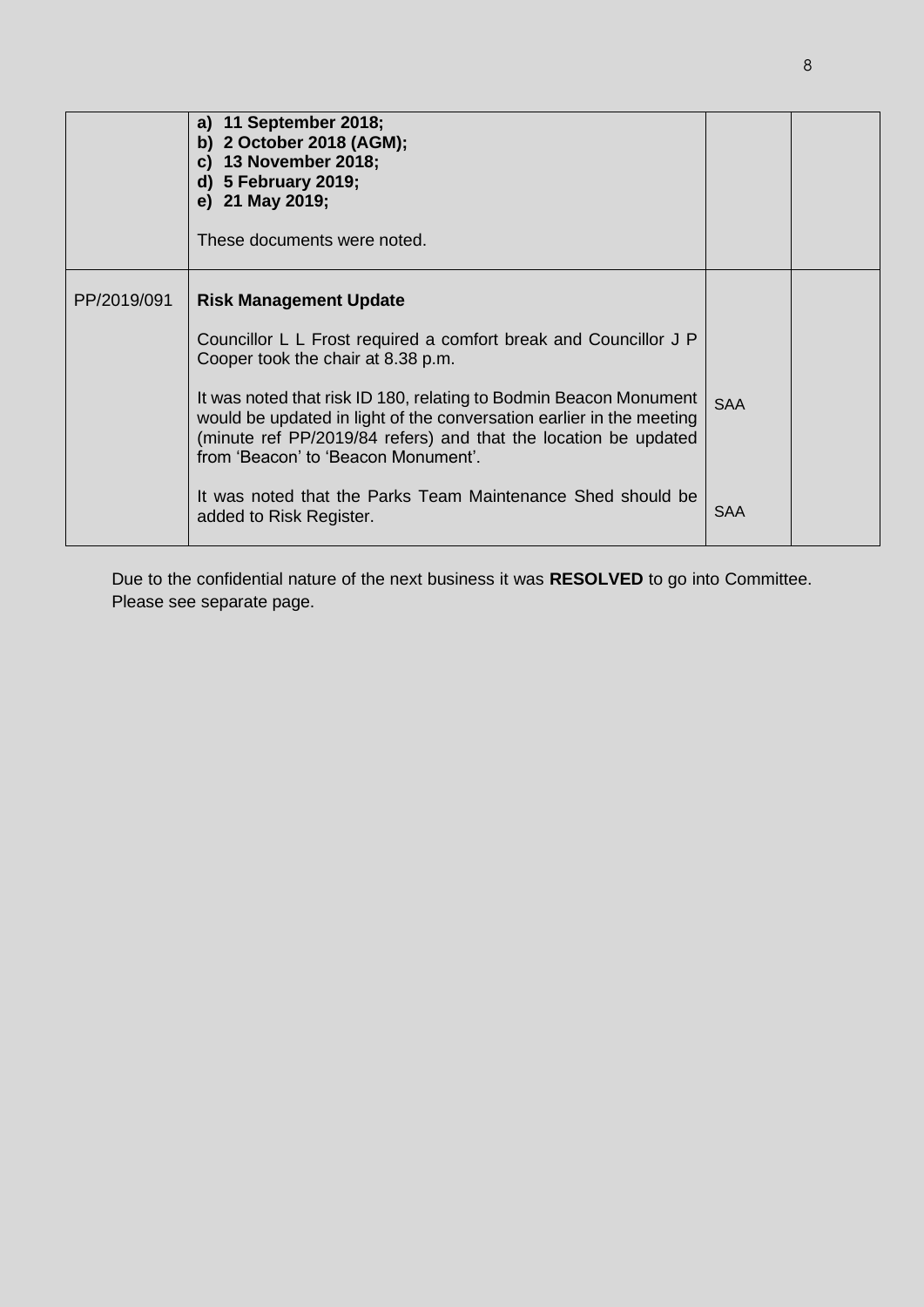| | | | |
|---|---|---|---|
| | **a) 11 September 2018;**<br>**b) 2 October 2018 (AGM);**<br>**c) 13 November 2018;**<br>**d) 5 February 2019;**<br>**e) 21 May 2019;**<br><br>These documents were noted. | | |
| PP/2019/091 | **Risk Management Update**<br><br>Councillor L L Frost required a comfort break and Councillor J P Cooper took the chair at 8.38 p.m.<br><br>It was noted that risk ID 180, relating to Bodmin Beacon Monument would be updated in light of the conversation earlier in the meeting (minute ref PP/2019/84 refers) and that the location be updated from 'Beacon' to 'Beacon Monument'.<br><br>It was noted that the Parks Team Maintenance Shed should be added to Risk Register. | SAA<br><br><br><br>SAA | |

Due to the confidential nature of the next business it was **RESOLVED** to go into Committee. Please see separate page.